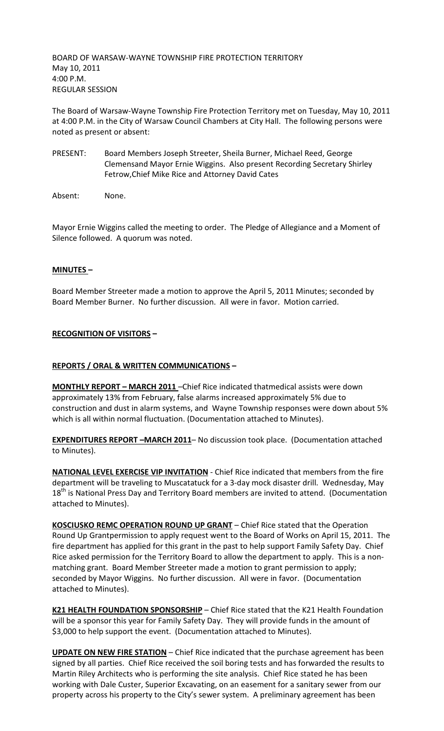BOARD OF WARSAW-WAYNE TOWNSHIP FIRE PROTECTION TERRITORY
May 10, 2011
4:00 P.M.
REGULAR SESSION

The Board of Warsaw-Wayne Township Fire Protection Territory met on Tuesday, May 10, 2011 at 4:00 P.M. in the City of Warsaw Council Chambers at City Hall. The following persons were noted as present or absent:

PRESENT: Board Members Joseph Streeter, Sheila Burner, Michael Reed, George Clemensand Mayor Ernie Wiggins. Also present Recording Secretary Shirley Fetrow,Chief Mike Rice and Attorney David Cates

Absent: None.

Mayor Ernie Wiggins called the meeting to order. The Pledge of Allegiance and a Moment of Silence followed. A quorum was noted.

**MINUTES –**

Board Member Streeter made a motion to approve the April 5, 2011 Minutes; seconded by Board Member Burner. No further discussion. All were in favor. Motion carried.

**RECOGNITION OF VISITORS –**

**REPORTS / ORAL & WRITTEN COMMUNICATIONS –**

**MONTHLY REPORT – MARCH 2011** –Chief Rice indicated thatmedical assists were down approximately 13% from February, false alarms increased approximately 5% due to construction and dust in alarm systems, and Wayne Township responses were down about 5% which is all within normal fluctuation. (Documentation attached to Minutes).

**EXPENDITURES REPORT –MARCH 2011**– No discussion took place. (Documentation attached to Minutes).

**NATIONAL LEVEL EXERCISE VIP INVITATION** - Chief Rice indicated that members from the fire department will be traveling to Muscatatuck for a 3-day mock disaster drill. Wednesday, May 18th is National Press Day and Territory Board members are invited to attend. (Documentation attached to Minutes).

**KOSCIUSKO REMC OPERATION ROUND UP GRANT** – Chief Rice stated that the Operation Round Up Grantpermission to apply request went to the Board of Works on April 15, 2011. The fire department has applied for this grant in the past to help support Family Safety Day. Chief Rice asked permission for the Territory Board to allow the department to apply. This is a non-matching grant. Board Member Streeter made a motion to grant permission to apply; seconded by Mayor Wiggins. No further discussion. All were in favor. (Documentation attached to Minutes).

**K21 HEALTH FOUNDATION SPONSORSHIP** – Chief Rice stated that the K21 Health Foundation will be a sponsor this year for Family Safety Day. They will provide funds in the amount of $3,000 to help support the event. (Documentation attached to Minutes).

**UPDATE ON NEW FIRE STATION** – Chief Rice indicated that the purchase agreement has been signed by all parties. Chief Rice received the soil boring tests and has forwarded the results to Martin Riley Architects who is performing the site analysis. Chief Rice stated he has been working with Dale Custer, Superior Excavating, on an easement for a sanitary sewer from our property across his property to the City's sewer system. A preliminary agreement has been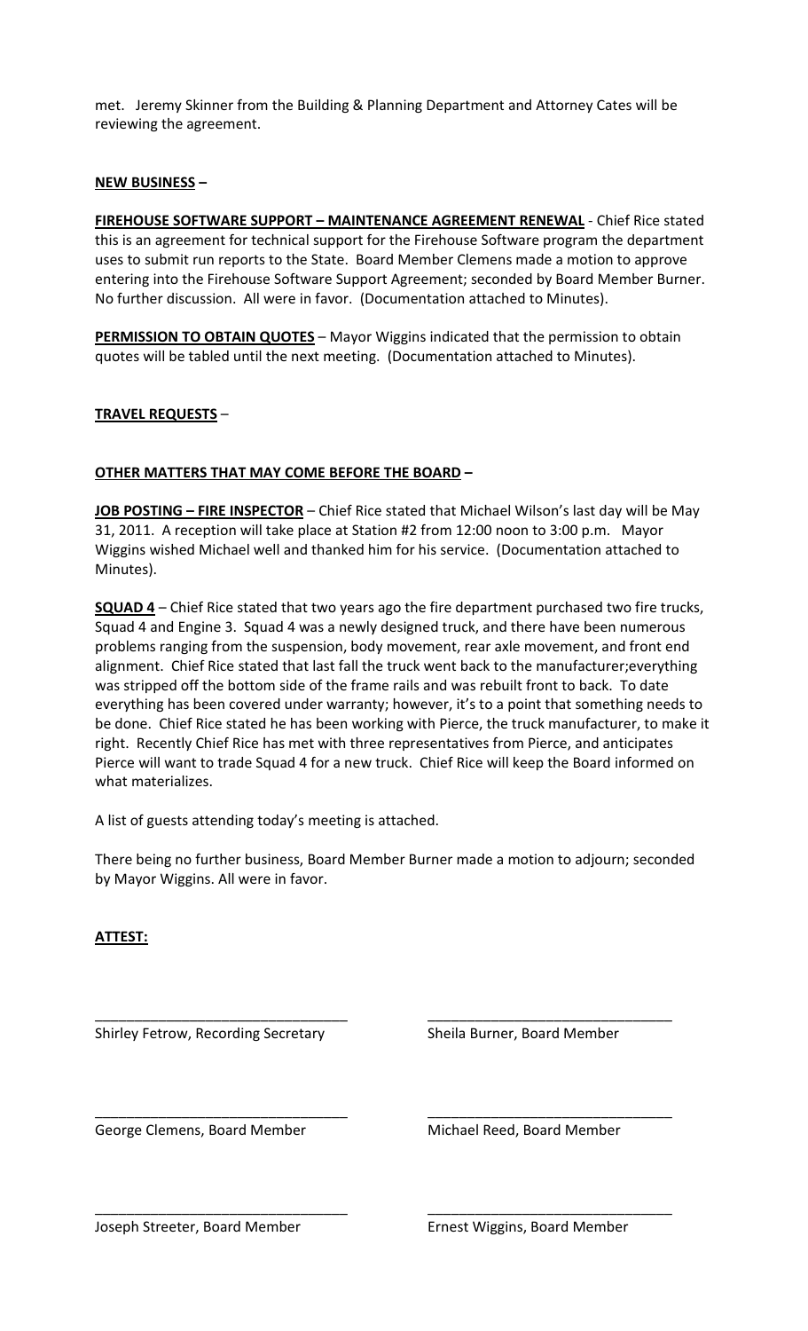met. Jeremy Skinner from the Building & Planning Department and Attorney Cates will be reviewing the agreement.

**NEW BUSINESS –**

**FIREHOUSE SOFTWARE SUPPORT – MAINTENANCE AGREEMENT RENEWAL** - Chief Rice stated this is an agreement for technical support for the Firehouse Software program the department uses to submit run reports to the State. Board Member Clemens made a motion to approve entering into the Firehouse Software Support Agreement; seconded by Board Member Burner. No further discussion. All were in favor. (Documentation attached to Minutes).

**PERMISSION TO OBTAIN QUOTES** – Mayor Wiggins indicated that the permission to obtain quotes will be tabled until the next meeting. (Documentation attached to Minutes).

**TRAVEL REQUESTS** –

**OTHER MATTERS THAT MAY COME BEFORE THE BOARD –**

**JOB POSTING – FIRE INSPECTOR** – Chief Rice stated that Michael Wilson's last day will be May 31, 2011. A reception will take place at Station #2 from 12:00 noon to 3:00 p.m. Mayor Wiggins wished Michael well and thanked him for his service. (Documentation attached to Minutes).

**SQUAD 4** – Chief Rice stated that two years ago the fire department purchased two fire trucks, Squad 4 and Engine 3. Squad 4 was a newly designed truck, and there have been numerous problems ranging from the suspension, body movement, rear axle movement, and front end alignment. Chief Rice stated that last fall the truck went back to the manufacturer;everything was stripped off the bottom side of the frame rails and was rebuilt front to back. To date everything has been covered under warranty; however, it's to a point that something needs to be done. Chief Rice stated he has been working with Pierce, the truck manufacturer, to make it right. Recently Chief Rice has met with three representatives from Pierce, and anticipates Pierce will want to trade Squad 4 for a new truck. Chief Rice will keep the Board informed on what materializes.

A list of guests attending today's meeting is attached.

There being no further business, Board Member Burner made a motion to adjourn; seconded by Mayor Wiggins. All were in favor.

**ATTEST:**

| | |
|---|---|
| ______________________________ | ______________________________ |
| Shirley Fetrow, Recording Secretary | Sheila Burner, Board Member |
| ______________________________ | ______________________________ |
| George Clemens, Board Member | Michael Reed, Board Member |
| ______________________________ | ______________________________ |
| Joseph Streeter, Board Member | Ernest Wiggins, Board Member |